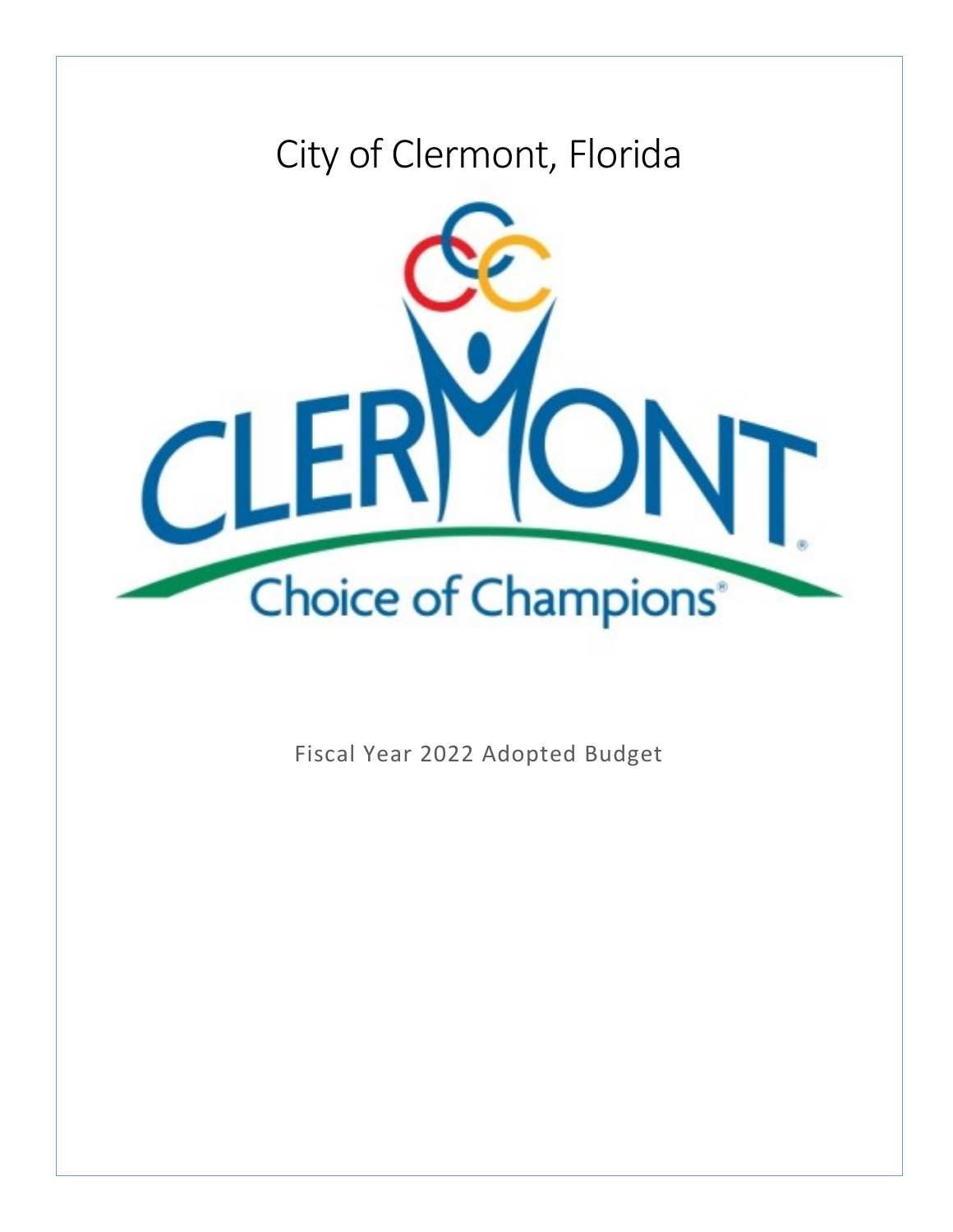# City of Clermont, Florida

CLERMONT

Choice of Champions®

Fiscal Year 2022 Adopted Budget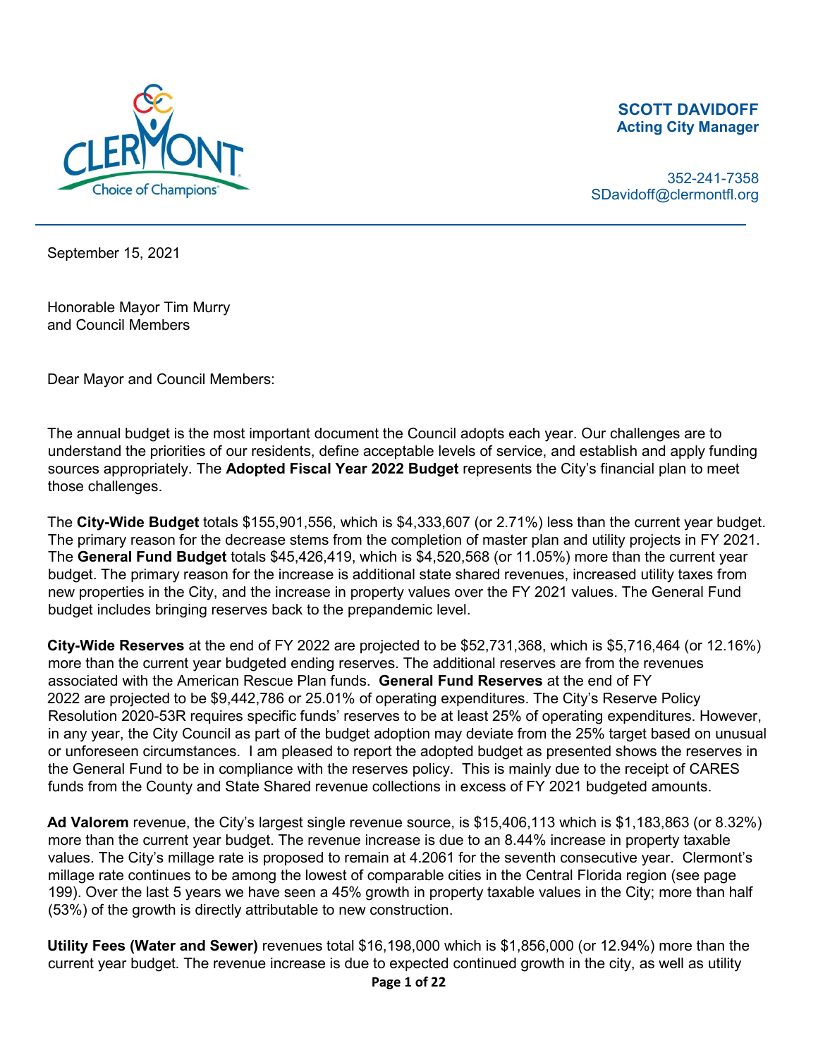**SCOTT DAVIDOFF**
**Acting City Manager**

352-241-7358
SDavidoff@clermontfl.org

September 15, 2021

Honorable Mayor Tim Murry
and Council Members

Dear Mayor and Council Members:

The annual budget is the most important document the Council adopts each year. Our challenges are to understand the priorities of our residents, define acceptable levels of service, and establish and apply funding sources appropriately. The **Adopted Fiscal Year 2022 Budget** represents the City's financial plan to meet those challenges.

The **City-Wide Budget** totals $155,901,556, which is $4,333,607 (or 2.71%) less than the current year budget. The primary reason for the decrease stems from the completion of master plan and utility projects in FY 2021. The **General Fund Budget** totals $45,426,419, which is $4,520,568 (or 11.05%) more than the current year budget. The primary reason for the increase is additional state shared revenues, increased utility taxes from new properties in the City, and the increase in property values over the FY 2021 values. The General Fund budget includes bringing reserves back to the prepandemic level.

**City-Wide Reserves** at the end of FY 2022 are projected to be $52,731,368, which is $5,716,464 (or 12.16%) more than the current year budgeted ending reserves. The additional reserves are from the revenues associated with the American Rescue Plan funds. **General Fund Reserves** at the end of FY 2022 are projected to be $9,442,786 or 25.01% of operating expenditures. The City's Reserve Policy Resolution 2020-53R requires specific funds' reserves to be at least 25% of operating expenditures. However, in any year, the City Council as part of the budget adoption may deviate from the 25% target based on unusual or unforeseen circumstances. I am pleased to report the adopted budget as presented shows the reserves in the General Fund to be in compliance with the reserves policy. This is mainly due to the receipt of CARES funds from the County and State Shared revenue collections in excess of FY 2021 budgeted amounts.

**Ad Valorem** revenue, the City's largest single revenue source, is $15,406,113 which is $1,183,863 (or 8.32%) more than the current year budget. The revenue increase is due to an 8.44% increase in property taxable values. The City's millage rate is proposed to remain at 4.2061 for the seventh consecutive year. Clermont's millage rate continues to be among the lowest of comparable cities in the Central Florida region (see page 199). Over the last 5 years we have seen a 45% growth in property taxable values in the City; more than half (53%) of the growth is directly attributable to new construction.

**Utility Fees (Water and Sewer)** revenues total $16,198,000 which is $1,856,000 (or 12.94%) more than the current year budget. The revenue increase is due to expected continued growth in the city, as well as utility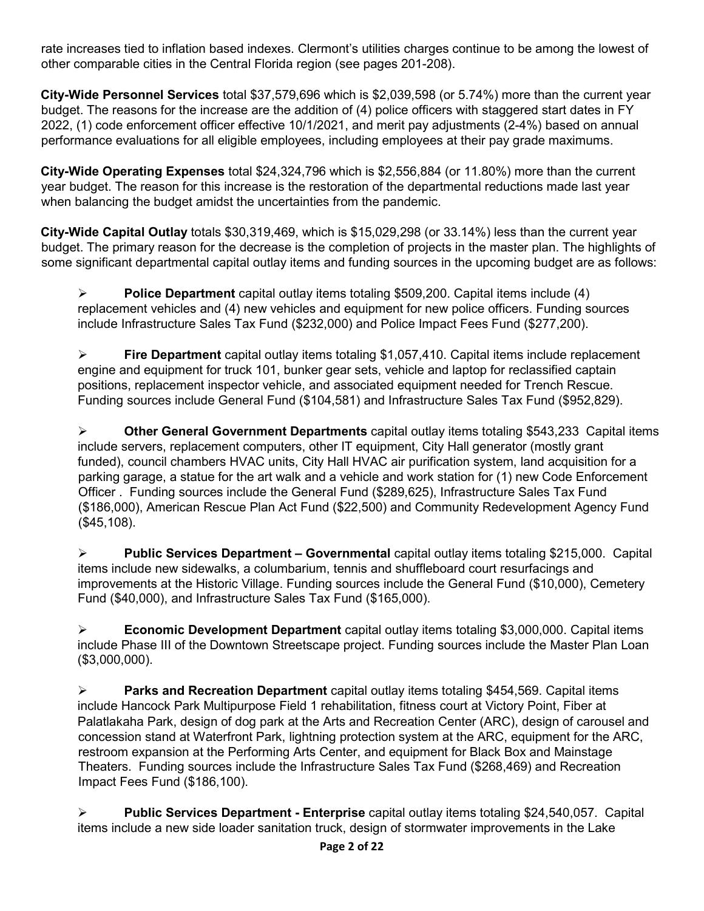rate increases tied to inflation based indexes. Clermont's utilities charges continue to be among the lowest of other comparable cities in the Central Florida region (see pages 201-208).

**City-Wide Personnel Services** total $37,579,696 which is $2,039,598 (or 5.74%) more than the current year budget. The reasons for the increase are the addition of (4) police officers with staggered start dates in FY 2022, (1) code enforcement officer effective 10/1/2021, and merit pay adjustments (2-4%) based on annual performance evaluations for all eligible employees, including employees at their pay grade maximums.

**City-Wide Operating Expenses** total $24,324,796 which is $2,556,884 (or 11.80%) more than the current year budget. The reason for this increase is the restoration of the departmental reductions made last year when balancing the budget amidst the uncertainties from the pandemic.

**City-Wide Capital Outlay** totals $30,319,469, which is $15,029,298 (or 33.14%) less than the current year budget. The primary reason for the decrease is the completion of projects in the master plan. The highlights of some significant departmental capital outlay items and funding sources in the upcoming budget are as follows:

- **Police Department** capital outlay items totaling $509,200. Capital items include (4) replacement vehicles and (4) new vehicles and equipment for new police officers. Funding sources include Infrastructure Sales Tax Fund ($232,000) and Police Impact Fees Fund ($277,200).

- **Fire Department** capital outlay items totaling $1,057,410. Capital items include replacement engine and equipment for truck 101, bunker gear sets, vehicle and laptop for reclassified captain positions, replacement inspector vehicle, and associated equipment needed for Trench Rescue. Funding sources include General Fund ($104,581) and Infrastructure Sales Tax Fund ($952,829).

- **Other General Government Departments** capital outlay items totaling $543,233 Capital items include servers, replacement computers, other IT equipment, City Hall generator (mostly grant funded), council chambers HVAC units, City Hall HVAC air purification system, land acquisition for a parking garage, a statue for the art walk and a vehicle and work station for (1) new Code Enforcement Officer . Funding sources include the General Fund ($289,625), Infrastructure Sales Tax Fund ($186,000), American Rescue Plan Act Fund ($22,500) and Community Redevelopment Agency Fund ($45,108).

- **Public Services Department – Governmental** capital outlay items totaling $215,000. Capital items include new sidewalks, a columbarium, tennis and shuffleboard court resurfacings and improvements at the Historic Village. Funding sources include the General Fund ($10,000), Cemetery Fund ($40,000), and Infrastructure Sales Tax Fund ($165,000).

- **Economic Development Department** capital outlay items totaling $3,000,000. Capital items include Phase III of the Downtown Streetscape project. Funding sources include the Master Plan Loan ($3,000,000).

- **Parks and Recreation Department** capital outlay items totaling $454,569. Capital items include Hancock Park Multipurpose Field 1 rehabilitation, fitness court at Victory Point, Fiber at Palatlakaha Park, design of dog park at the Arts and Recreation Center (ARC), design of carousel and concession stand at Waterfront Park, lightning protection system at the ARC, equipment for the ARC, restroom expansion at the Performing Arts Center, and equipment for Black Box and Mainstage Theaters. Funding sources include the Infrastructure Sales Tax Fund ($268,469) and Recreation Impact Fees Fund ($186,100).

- **Public Services Department - Enterprise** capital outlay items totaling $24,540,057. Capital items include a new side loader sanitation truck, design of stormwater improvements in the Lake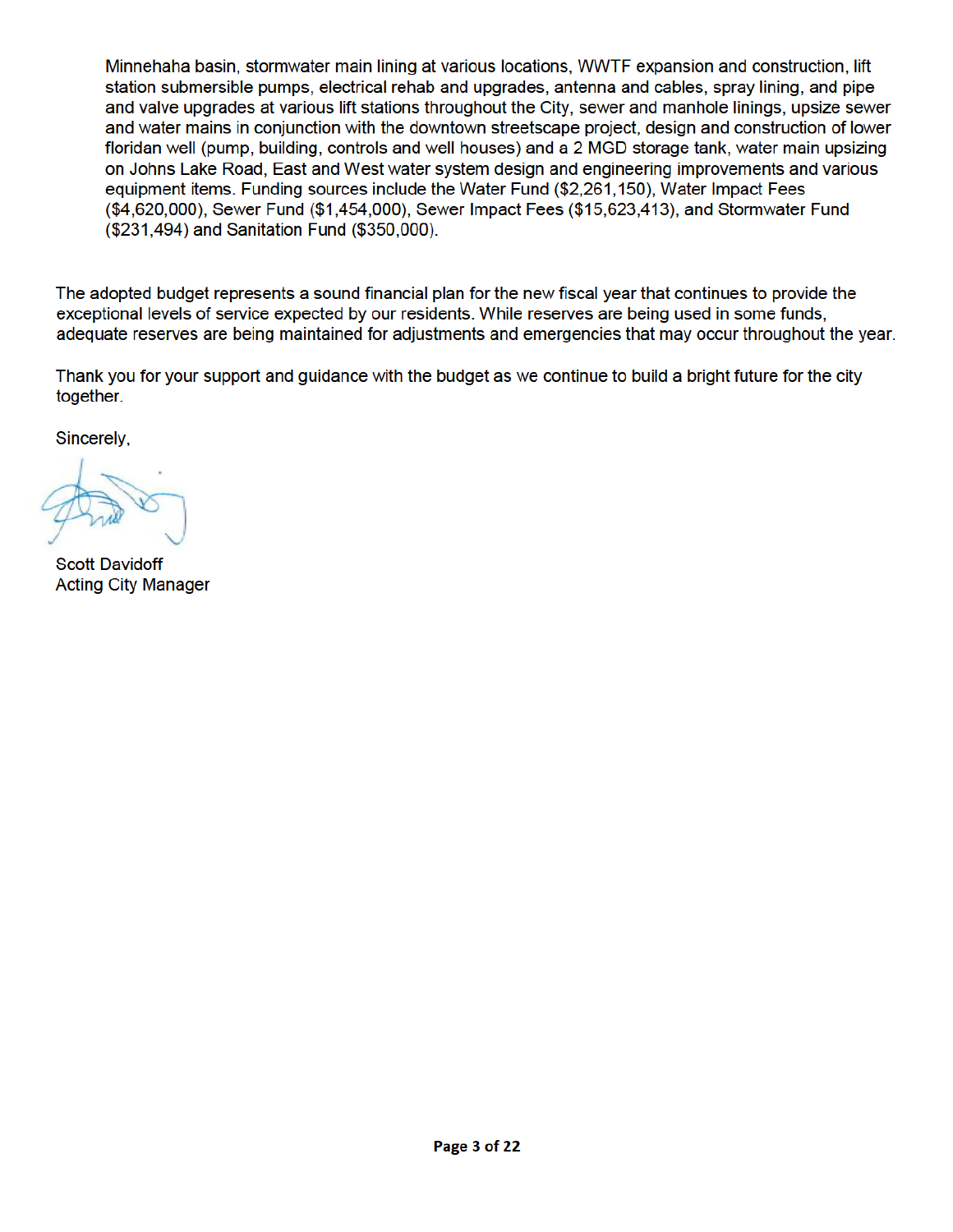Minnehaha basin, stormwater main lining at various locations, WWTF expansion and construction, lift station submersible pumps, electrical rehab and upgrades, antenna and cables, spray lining, and pipe and valve upgrades at various lift stations throughout the City, sewer and manhole linings, upsize sewer and water mains in conjunction with the downtown streetscape project, design and construction of lower floridan well (pump, building, controls and well houses) and a 2 MGD storage tank, water main upsizing on Johns Lake Road, East and West water system design and engineering improvements and various equipment items. Funding sources include the Water Fund ($2,261,150), Water Impact Fees ($4,620,000), Sewer Fund ($1,454,000), Sewer Impact Fees ($15,623,413), and Stormwater Fund ($231,494) and Sanitation Fund ($350,000).

The adopted budget represents a sound financial plan for the new fiscal year that continues to provide the exceptional levels of service expected by our residents. While reserves are being used in some funds, adequate reserves are being maintained for adjustments and emergencies that may occur throughout the year.

Thank you for your support and guidance with the budget as we continue to build a bright future for the city together.

Sincerely,

Scott Davidoff
Acting City Manager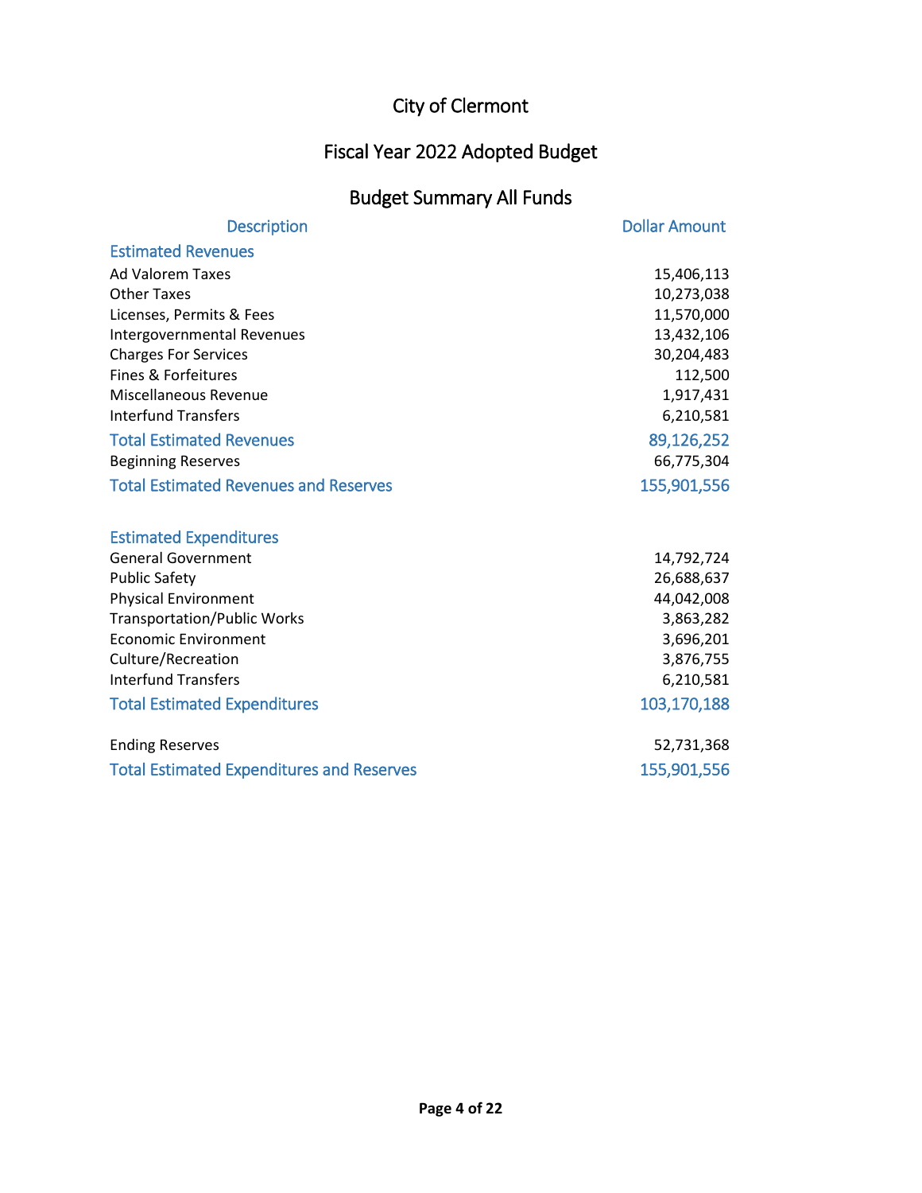# City of Clermont

## Fiscal Year 2022 Adopted Budget

## Budget Summary All Funds

| Description | Dollar Amount |
|---|---|
| **Estimated Revenues** | |
| Ad Valorem Taxes | 15,406,113 |
| Other Taxes | 10,273,038 |
| Licenses, Permits & Fees | 11,570,000 |
| Intergovernmental Revenues | 13,432,106 |
| Charges For Services | 30,204,483 |
| Fines & Forfeitures | 112,500 |
| Miscellaneous Revenue | 1,917,431 |
| Interfund Transfers | 6,210,581 |
| **Total Estimated Revenues** | **89,126,252** |
| Beginning Reserves | 66,775,304 |
| **Total Estimated Revenues and Reserves** | **155,901,556** |
| | |
| **Estimated Expenditures** | |
| General Government | 14,792,724 |
| Public Safety | 26,688,637 |
| Physical Environment | 44,042,008 |
| Transportation/Public Works | 3,863,282 |
| Economic Environment | 3,696,201 |
| Culture/Recreation | 3,876,755 |
| Interfund Transfers | 6,210,581 |
| **Total Estimated Expenditures** | **103,170,188** |
| | |
| Ending Reserves | 52,731,368 |
| **Total Estimated Expenditures and Reserves** | **155,901,556** |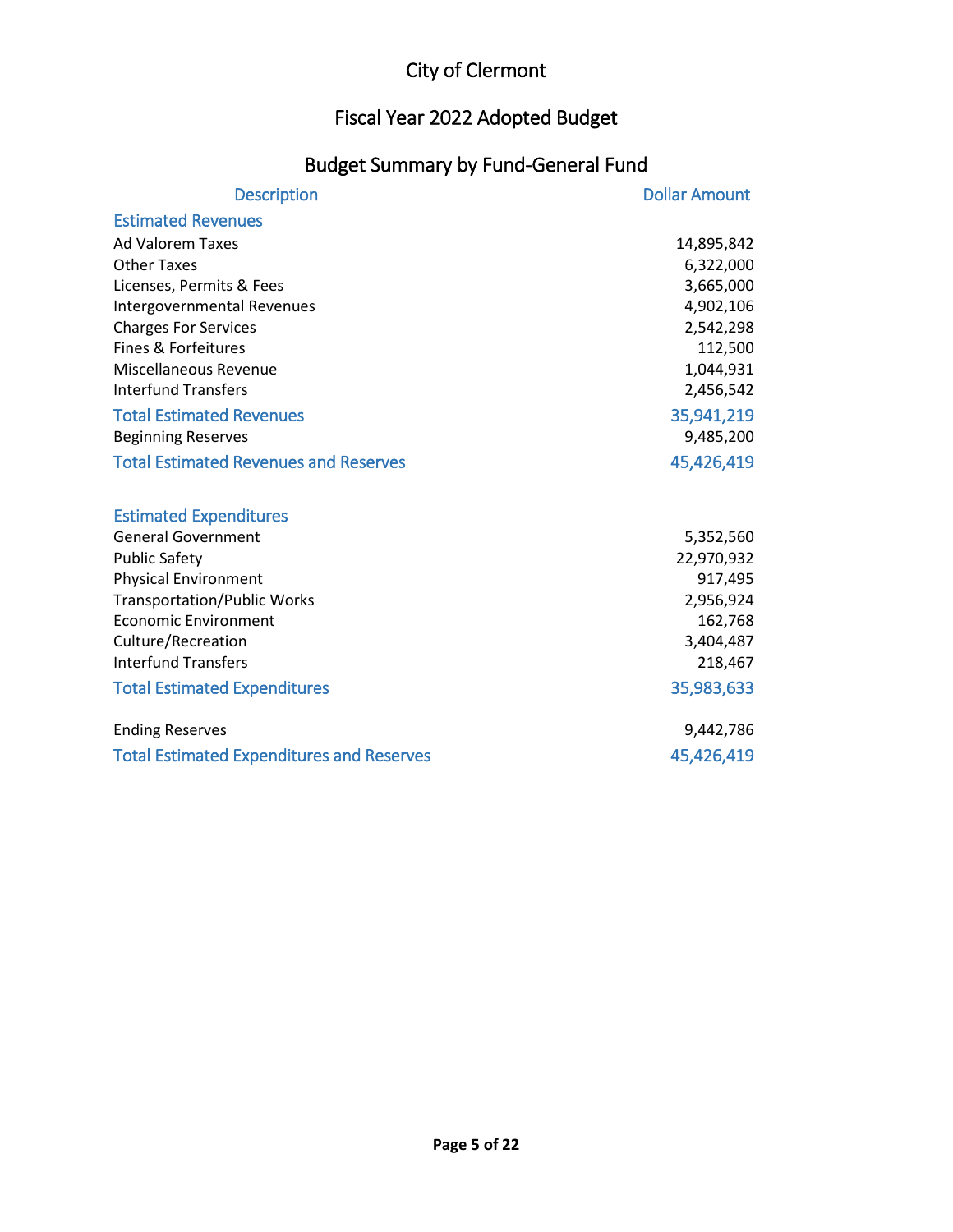# City of Clermont

## Fiscal Year 2022 Adopted Budget

### Budget Summary by Fund-General Fund

| Description | Dollar Amount |
|---|---|
| **Estimated Revenues** | |
| Ad Valorem Taxes | 14,895,842 |
| Other Taxes | 6,322,000 |
| Licenses, Permits & Fees | 3,665,000 |
| Intergovernmental Revenues | 4,902,106 |
| Charges For Services | 2,542,298 |
| Fines & Forfeitures | 112,500 |
| Miscellaneous Revenue | 1,044,931 |
| Interfund Transfers | 2,456,542 |
| **Total Estimated Revenues** | **35,941,219** |
| Beginning Reserves | 9,485,200 |
| **Total Estimated Revenues and Reserves** | **45,426,419** |
| | |
| **Estimated Expenditures** | |
| General Government | 5,352,560 |
| Public Safety | 22,970,932 |
| Physical Environment | 917,495 |
| Transportation/Public Works | 2,956,924 |
| Economic Environment | 162,768 |
| Culture/Recreation | 3,404,487 |
| Interfund Transfers | 218,467 |
| **Total Estimated Expenditures** | **35,983,633** |
| | |
| Ending Reserves | 9,442,786 |
| **Total Estimated Expenditures and Reserves** | **45,426,419** |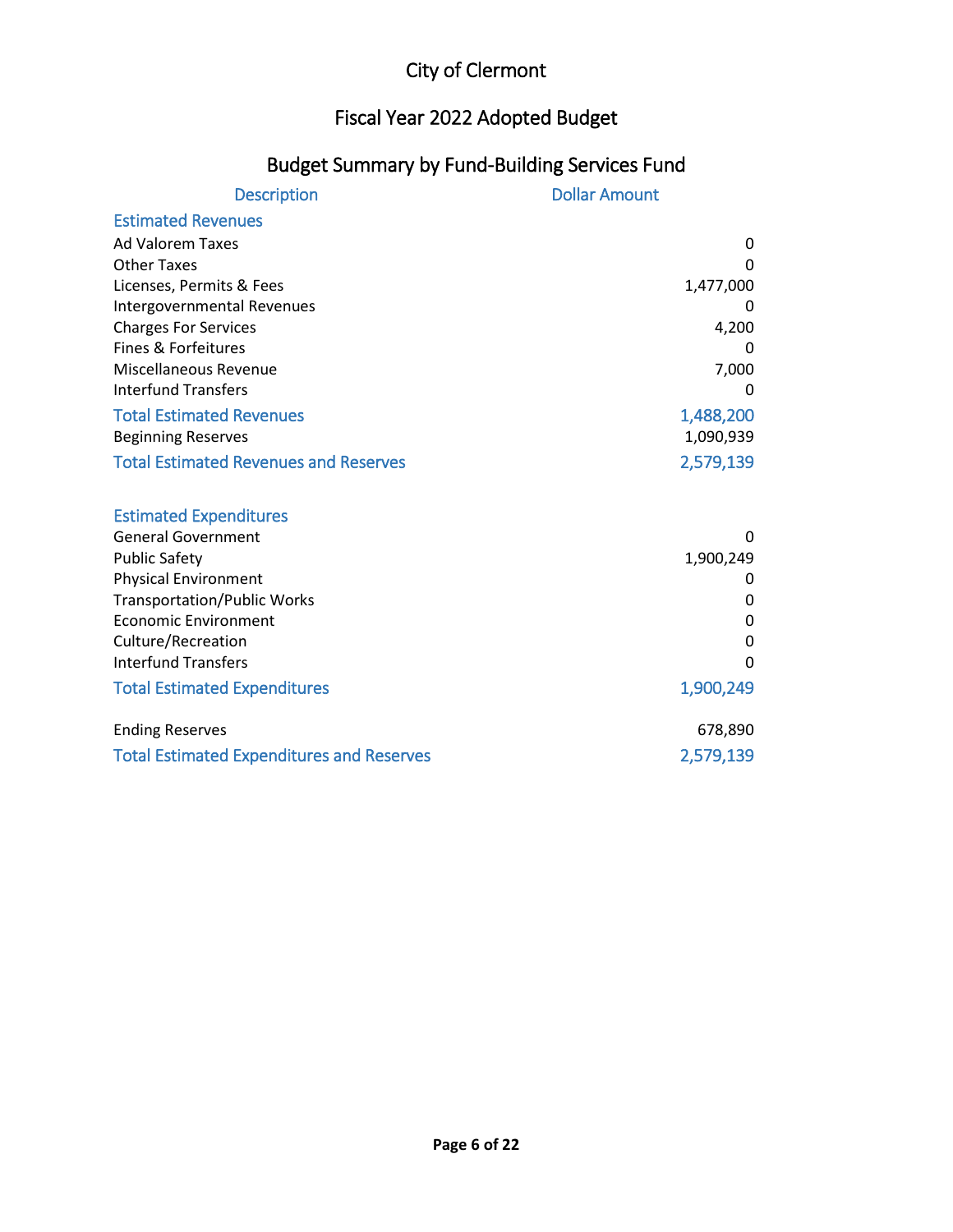# City of Clermont

## Fiscal Year 2022 Adopted Budget

### Budget Summary by Fund-Building Services Fund

| Description | Dollar Amount |
|---|---|
| **Estimated Revenues** | |
| Ad Valorem Taxes | 0 |
| Other Taxes | 0 |
| Licenses, Permits & Fees | 1,477,000 |
| Intergovernmental Revenues | 0 |
| Charges For Services | 4,200 |
| Fines & Forfeitures | 0 |
| Miscellaneous Revenue | 7,000 |
| Interfund Transfers | 0 |
| **Total Estimated Revenues** | **1,488,200** |
| Beginning Reserves | 1,090,939 |
| **Total Estimated Revenues and Reserves** | **2,579,139** |
| | |
| **Estimated Expenditures** | |
| General Government | 0 |
| Public Safety | 1,900,249 |
| Physical Environment | 0 |
| Transportation/Public Works | 0 |
| Economic Environment | 0 |
| Culture/Recreation | 0 |
| Interfund Transfers | 0 |
| **Total Estimated Expenditures** | **1,900,249** |
| | |
| Ending Reserves | 678,890 |
| **Total Estimated Expenditures and Reserves** | **2,579,139** |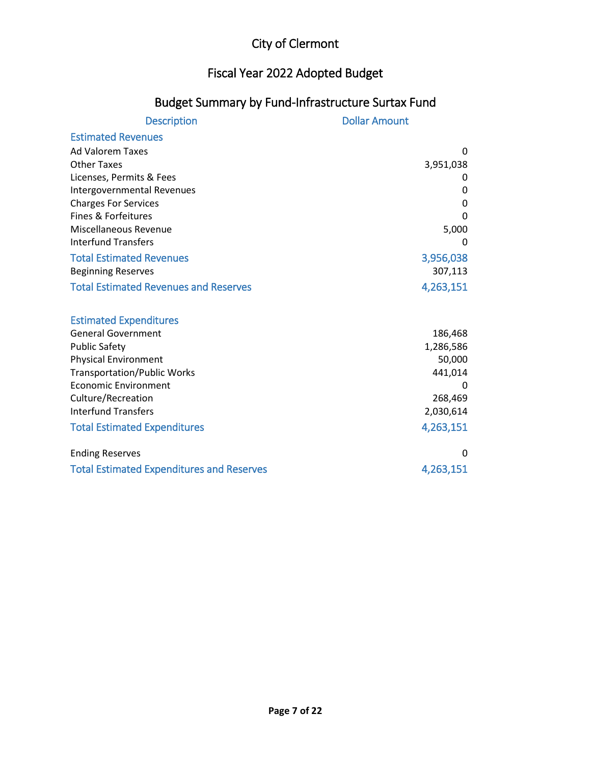# City of Clermont

## Fiscal Year 2022 Adopted Budget

### Budget Summary by Fund-Infrastructure Surtax Fund

| Description | Dollar Amount |
|---|---|
| **Estimated Revenues** | |
| Ad Valorem Taxes | 0 |
| Other Taxes | 3,951,038 |
| Licenses, Permits & Fees | 0 |
| Intergovernmental Revenues | 0 |
| Charges For Services | 0 |
| Fines & Forfeitures | 0 |
| Miscellaneous Revenue | 5,000 |
| Interfund Transfers | 0 |
| **Total Estimated Revenues** | **3,956,038** |
| Beginning Reserves | 307,113 |
| **Total Estimated Revenues and Reserves** | **4,263,151** |
| | |
| **Estimated Expenditures** | |
| General Government | 186,468 |
| Public Safety | 1,286,586 |
| Physical Environment | 50,000 |
| Transportation/Public Works | 441,014 |
| Economic Environment | 0 |
| Culture/Recreation | 268,469 |
| Interfund Transfers | 2,030,614 |
| **Total Estimated Expenditures** | **4,263,151** |
| | |
| Ending Reserves | 0 |
| **Total Estimated Expenditures and Reserves** | **4,263,151** |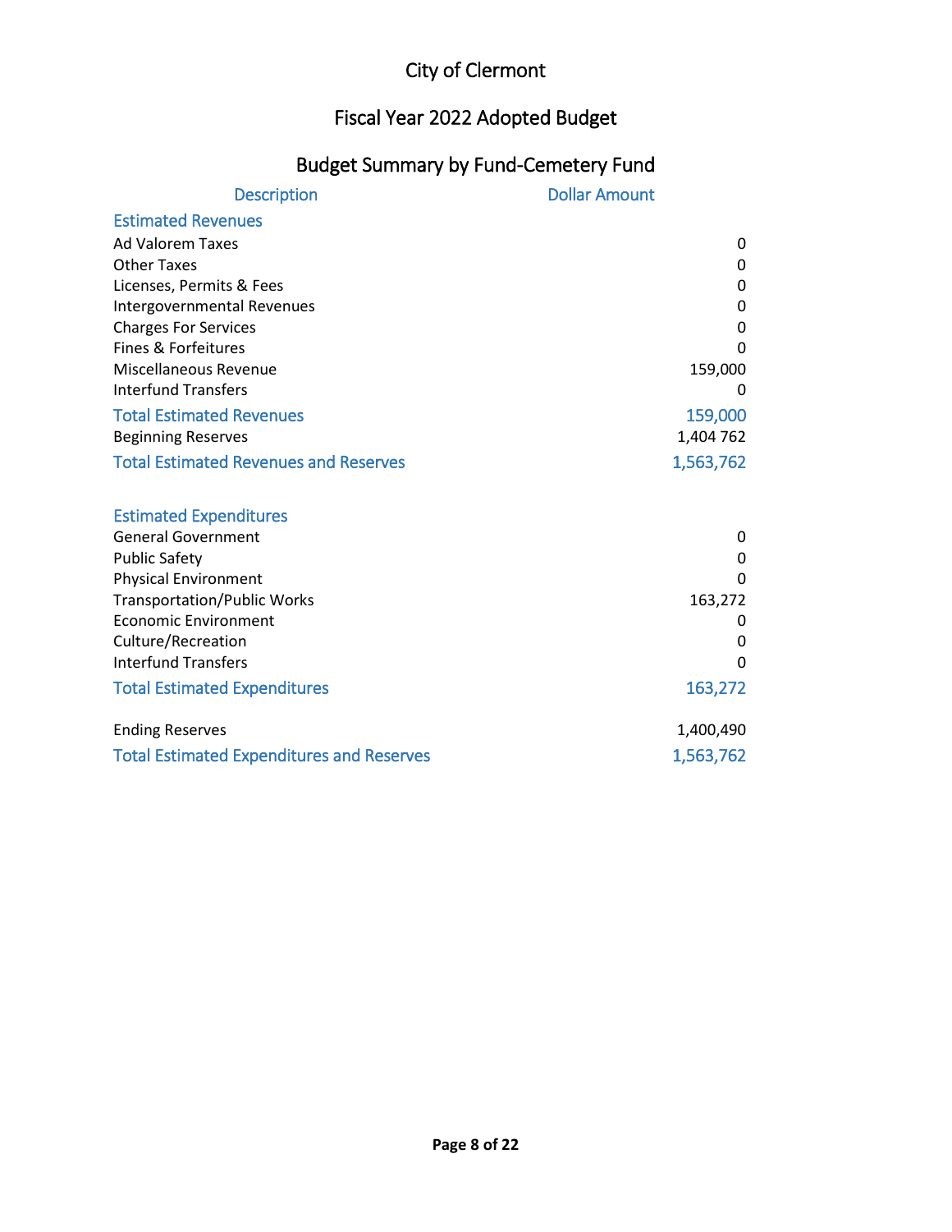# City of Clermont

## Fiscal Year 2022 Adopted Budget

### Budget Summary by Fund-Cemetery Fund

| Description | Dollar Amount |
|---|---|
| **Estimated Revenues** | |
| Ad Valorem Taxes | 0 |
| Other Taxes | 0 |
| Licenses, Permits & Fees | 0 |
| Intergovernmental Revenues | 0 |
| Charges For Services | 0 |
| Fines & Forfeitures | 0 |
| Miscellaneous Revenue | 159,000 |
| Interfund Transfers | 0 |
| **Total Estimated Revenues** | **159,000** |
| Beginning Reserves | 1,404 762 |
| **Total Estimated Revenues and Reserves** | **1,563,762** |
| | |
| **Estimated Expenditures** | |
| General Government | 0 |
| Public Safety | 0 |
| Physical Environment | 0 |
| Transportation/Public Works | 163,272 |
| Economic Environment | 0 |
| Culture/Recreation | 0 |
| Interfund Transfers | 0 |
| **Total Estimated Expenditures** | **163,272** |
| | |
| Ending Reserves | 1,400,490 |
| **Total Estimated Expenditures and Reserves** | **1,563,762** |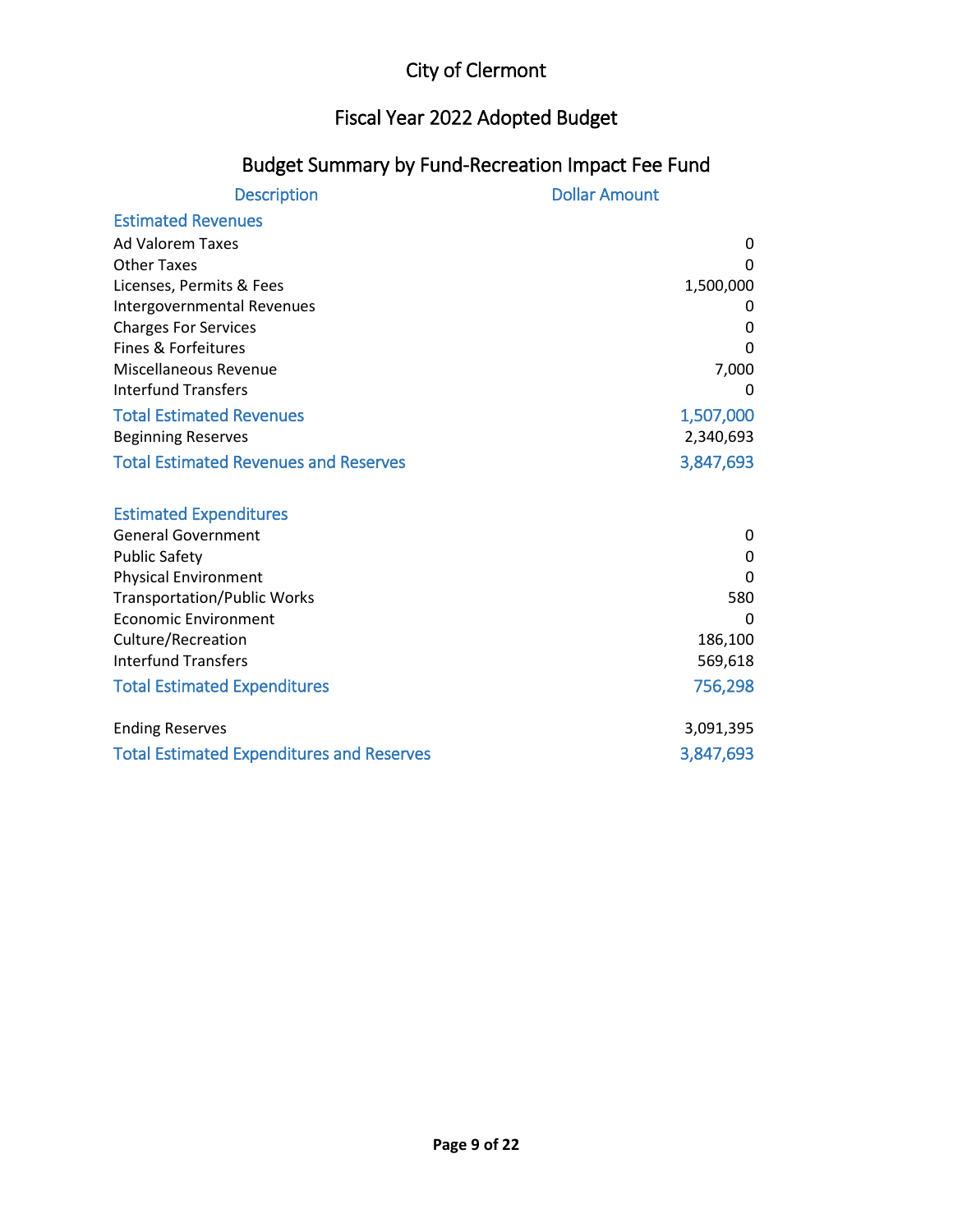# City of Clermont

## Fiscal Year 2022 Adopted Budget

### Budget Summary by Fund-Recreation Impact Fee Fund

| Description | Dollar Amount |
|---|---|
| **Estimated Revenues** | |
| Ad Valorem Taxes | 0 |
| Other Taxes | 0 |
| Licenses, Permits & Fees | 1,500,000 |
| Intergovernmental Revenues | 0 |
| Charges For Services | 0 |
| Fines & Forfeitures | 0 |
| Miscellaneous Revenue | 7,000 |
| Interfund Transfers | 0 |
| **Total Estimated Revenues** | **1,507,000** |
| Beginning Reserves | 2,340,693 |
| **Total Estimated Revenues and Reserves** | **3,847,693** |
| | |
| **Estimated Expenditures** | |
| General Government | 0 |
| Public Safety | 0 |
| Physical Environment | 0 |
| Transportation/Public Works | 580 |
| Economic Environment | 0 |
| Culture/Recreation | 186,100 |
| Interfund Transfers | 569,618 |
| **Total Estimated Expenditures** | **756,298** |
| | |
| Ending Reserves | 3,091,395 |
| **Total Estimated Expenditures and Reserves** | **3,847,693** |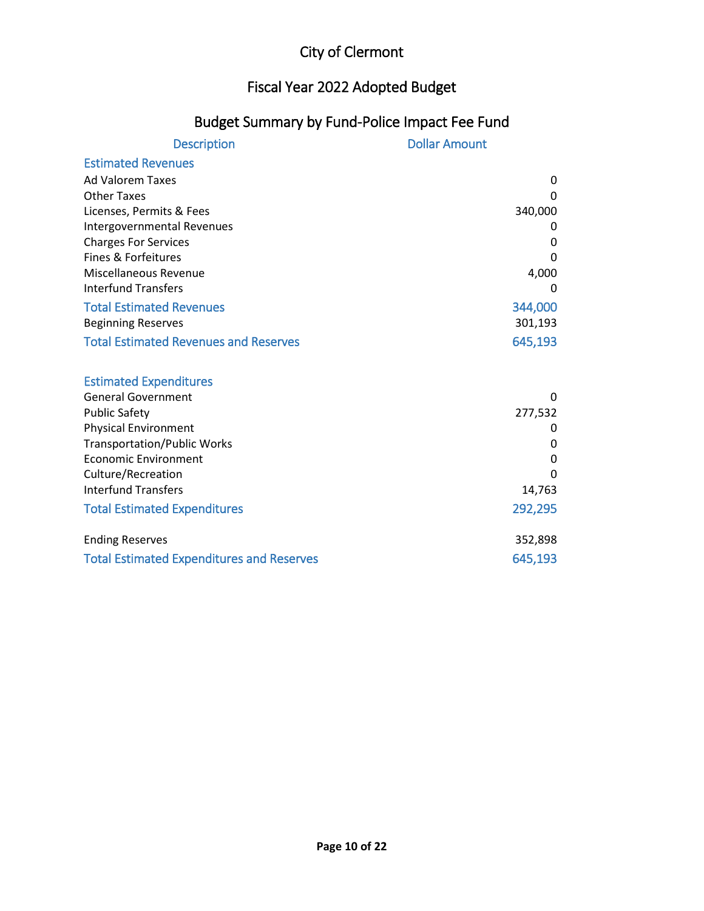# City of Clermont

## Fiscal Year 2022 Adopted Budget

### Budget Summary by Fund-Police Impact Fee Fund

| Description | Dollar Amount |
|---|---|
| **Estimated Revenues** | |
| Ad Valorem Taxes | 0 |
| Other Taxes | 0 |
| Licenses, Permits & Fees | 340,000 |
| Intergovernmental Revenues | 0 |
| Charges For Services | 0 |
| Fines & Forfeitures | 0 |
| Miscellaneous Revenue | 4,000 |
| Interfund Transfers | 0 |
| **Total Estimated Revenues** | **344,000** |
| Beginning Reserves | 301,193 |
| **Total Estimated Revenues and Reserves** | **645,193** |
| | |
| **Estimated Expenditures** | |
| General Government | 0 |
| Public Safety | 277,532 |
| Physical Environment | 0 |
| Transportation/Public Works | 0 |
| Economic Environment | 0 |
| Culture/Recreation | 0 |
| Interfund Transfers | 14,763 |
| **Total Estimated Expenditures** | **292,295** |
| | |
| Ending Reserves | 352,898 |
| **Total Estimated Expenditures and Reserves** | **645,193** |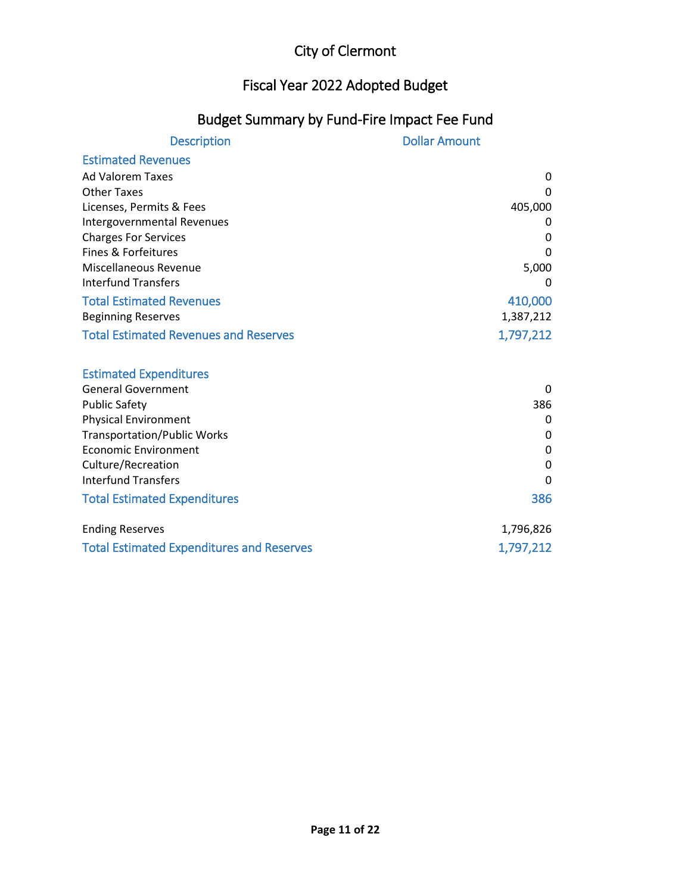# City of Clermont

## Fiscal Year 2022 Adopted Budget

## Budget Summary by Fund-Fire Impact Fee Fund

| Description | Dollar Amount |
|---|---|
| **Estimated Revenues** | |
| Ad Valorem Taxes | 0 |
| Other Taxes | 0 |
| Licenses, Permits & Fees | 405,000 |
| Intergovernmental Revenues | 0 |
| Charges For Services | 0 |
| Fines & Forfeitures | 0 |
| Miscellaneous Revenue | 5,000 |
| Interfund Transfers | 0 |
| **Total Estimated Revenues** | **410,000** |
| Beginning Reserves | 1,387,212 |
| **Total Estimated Revenues and Reserves** | **1,797,212** |
| | |
| **Estimated Expenditures** | |
| General Government | 0 |
| Public Safety | 386 |
| Physical Environment | 0 |
| Transportation/Public Works | 0 |
| Economic Environment | 0 |
| Culture/Recreation | 0 |
| Interfund Transfers | 0 |
| **Total Estimated Expenditures** | **386** |
| | |
| Ending Reserves | 1,796,826 |
| **Total Estimated Expenditures and Reserves** | **1,797,212** |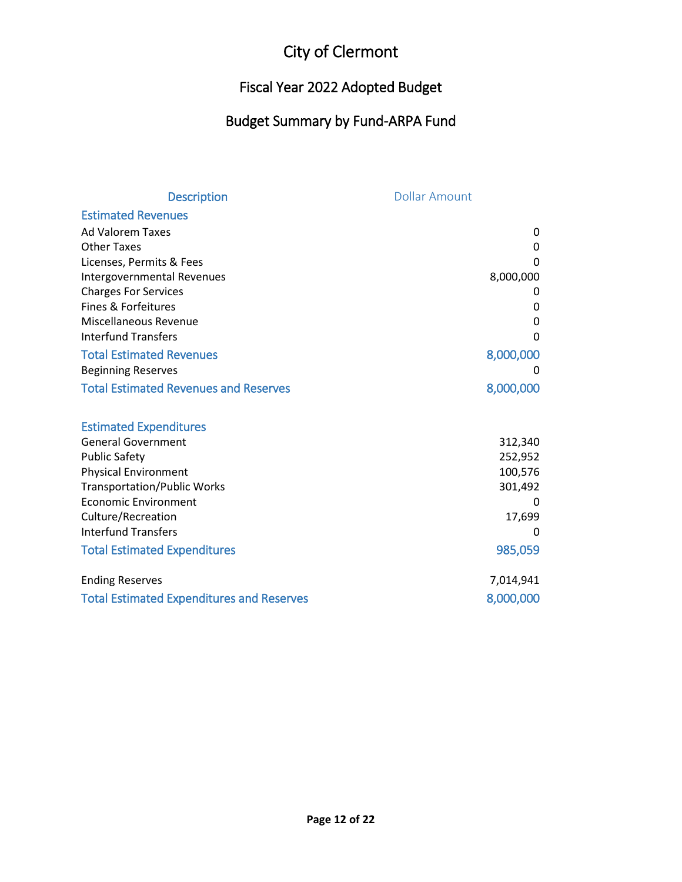# City of Clermont

## Fiscal Year 2022 Adopted Budget

## Budget Summary by Fund-ARPA Fund

| Description | Dollar Amount |
|---|---|
| **Estimated Revenues** | |
| Ad Valorem Taxes | 0 |
| Other Taxes | 0 |
| Licenses, Permits & Fees | 0 |
| Intergovernmental Revenues | 8,000,000 |
| Charges For Services | 0 |
| Fines & Forfeitures | 0 |
| Miscellaneous Revenue | 0 |
| Interfund Transfers | 0 |
| **Total Estimated Revenues** | **8,000,000** |
| Beginning Reserves | 0 |
| **Total Estimated Revenues and Reserves** | **8,000,000** |
| | |
| **Estimated Expenditures** | |
| General Government | 312,340 |
| Public Safety | 252,952 |
| Physical Environment | 100,576 |
| Transportation/Public Works | 301,492 |
| Economic Environment | 0 |
| Culture/Recreation | 17,699 |
| Interfund Transfers | 0 |
| **Total Estimated Expenditures** | **985,059** |
| | |
| Ending Reserves | 7,014,941 |
| **Total Estimated Expenditures and Reserves** | **8,000,000** |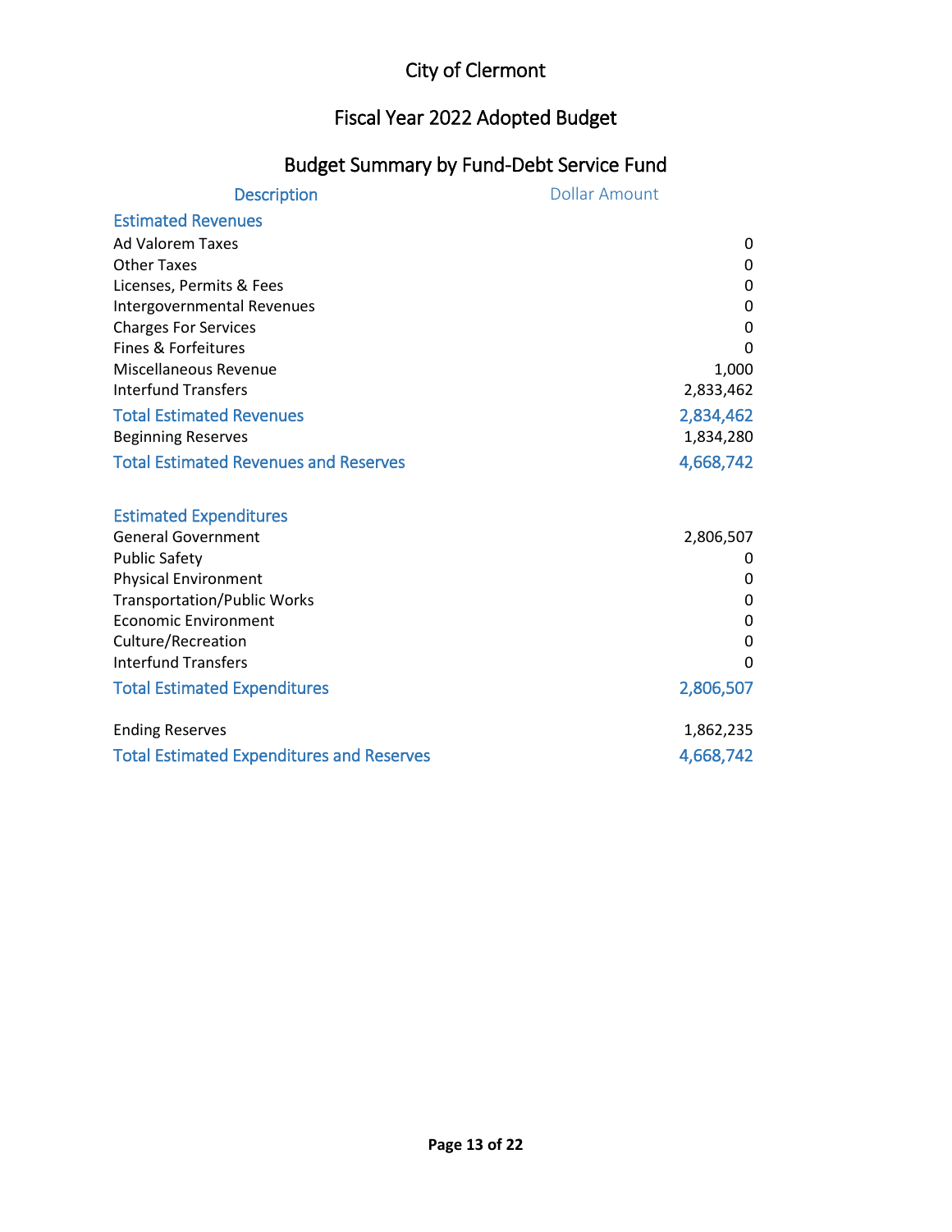# City of Clermont

## Fiscal Year 2022 Adopted Budget

### Budget Summary by Fund-Debt Service Fund

| Description | Dollar Amount |
|---|---|
| **Estimated Revenues** | |
| Ad Valorem Taxes | 0 |
| Other Taxes | 0 |
| Licenses, Permits & Fees | 0 |
| Intergovernmental Revenues | 0 |
| Charges For Services | 0 |
| Fines & Forfeitures | 0 |
| Miscellaneous Revenue | 1,000 |
| Interfund Transfers | 2,833,462 |
| **Total Estimated Revenues** | **2,834,462** |
| Beginning Reserves | 1,834,280 |
| **Total Estimated Revenues and Reserves** | **4,668,742** |
| | |
| **Estimated Expenditures** | |
| General Government | 2,806,507 |
| Public Safety | 0 |
| Physical Environment | 0 |
| Transportation/Public Works | 0 |
| Economic Environment | 0 |
| Culture/Recreation | 0 |
| Interfund Transfers | 0 |
| **Total Estimated Expenditures** | **2,806,507** |
| | |
| Ending Reserves | 1,862,235 |
| **Total Estimated Expenditures and Reserves** | **4,668,742** |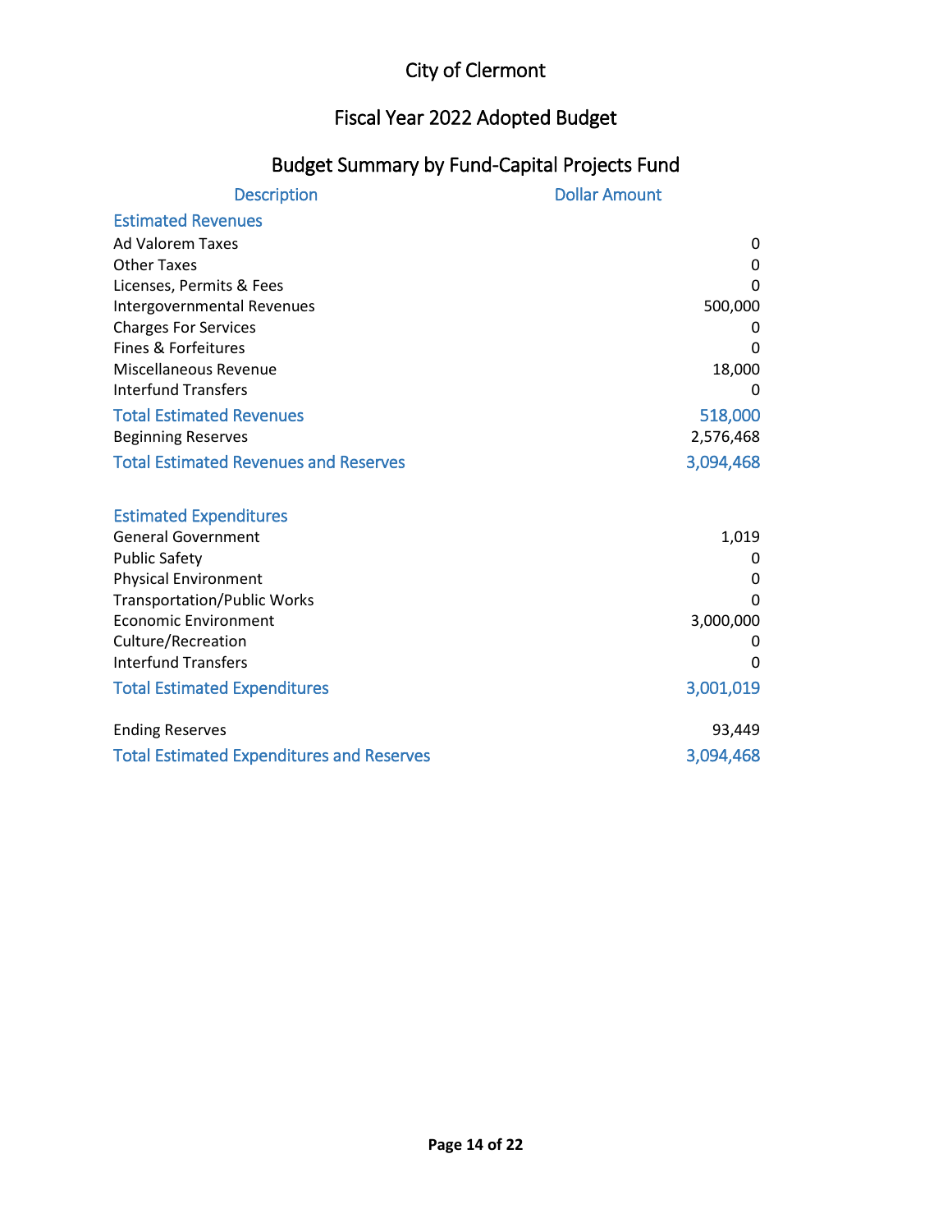# City of Clermont

## Fiscal Year 2022 Adopted Budget

### Budget Summary by Fund-Capital Projects Fund

| Description | Dollar Amount |
|---|---|
| **Estimated Revenues** | |
| Ad Valorem Taxes | 0 |
| Other Taxes | 0 |
| Licenses, Permits & Fees | 0 |
| Intergovernmental Revenues | 500,000 |
| Charges For Services | 0 |
| Fines & Forfeitures | 0 |
| Miscellaneous Revenue | 18,000 |
| Interfund Transfers | 0 |
| **Total Estimated Revenues** | **518,000** |
| Beginning Reserves | 2,576,468 |
| **Total Estimated Revenues and Reserves** | **3,094,468** |
| | |
| **Estimated Expenditures** | |
| General Government | 1,019 |
| Public Safety | 0 |
| Physical Environment | 0 |
| Transportation/Public Works | 0 |
| Economic Environment | 3,000,000 |
| Culture/Recreation | 0 |
| Interfund Transfers | 0 |
| **Total Estimated Expenditures** | **3,001,019** |
| | |
| Ending Reserves | 93,449 |
| **Total Estimated Expenditures and Reserves** | **3,094,468** |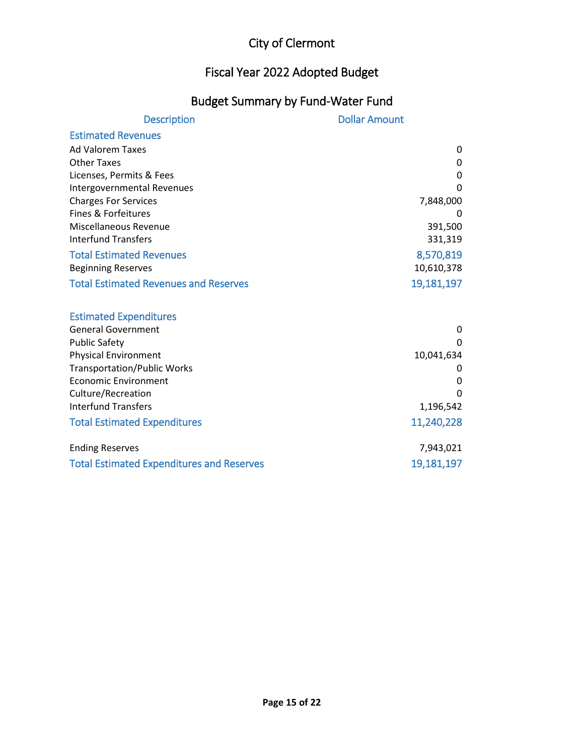# City of Clermont

## Fiscal Year 2022 Adopted Budget

### Budget Summary by Fund-Water Fund

| Description | Dollar Amount |
|---|---|
| **Estimated Revenues** | |
| Ad Valorem Taxes | 0 |
| Other Taxes | 0 |
| Licenses, Permits & Fees | 0 |
| Intergovernmental Revenues | 0 |
| Charges For Services | 7,848,000 |
| Fines & Forfeitures | 0 |
| Miscellaneous Revenue | 391,500 |
| Interfund Transfers | 331,319 |
| **Total Estimated Revenues** | **8,570,819** |
| Beginning Reserves | 10,610,378 |
| **Total Estimated Revenues and Reserves** | **19,181,197** |
| | |
| **Estimated Expenditures** | |
| General Government | 0 |
| Public Safety | 0 |
| Physical Environment | 10,041,634 |
| Transportation/Public Works | 0 |
| Economic Environment | 0 |
| Culture/Recreation | 0 |
| Interfund Transfers | 1,196,542 |
| **Total Estimated Expenditures** | **11,240,228** |
| | |
| Ending Reserves | 7,943,021 |
| **Total Estimated Expenditures and Reserves** | **19,181,197** |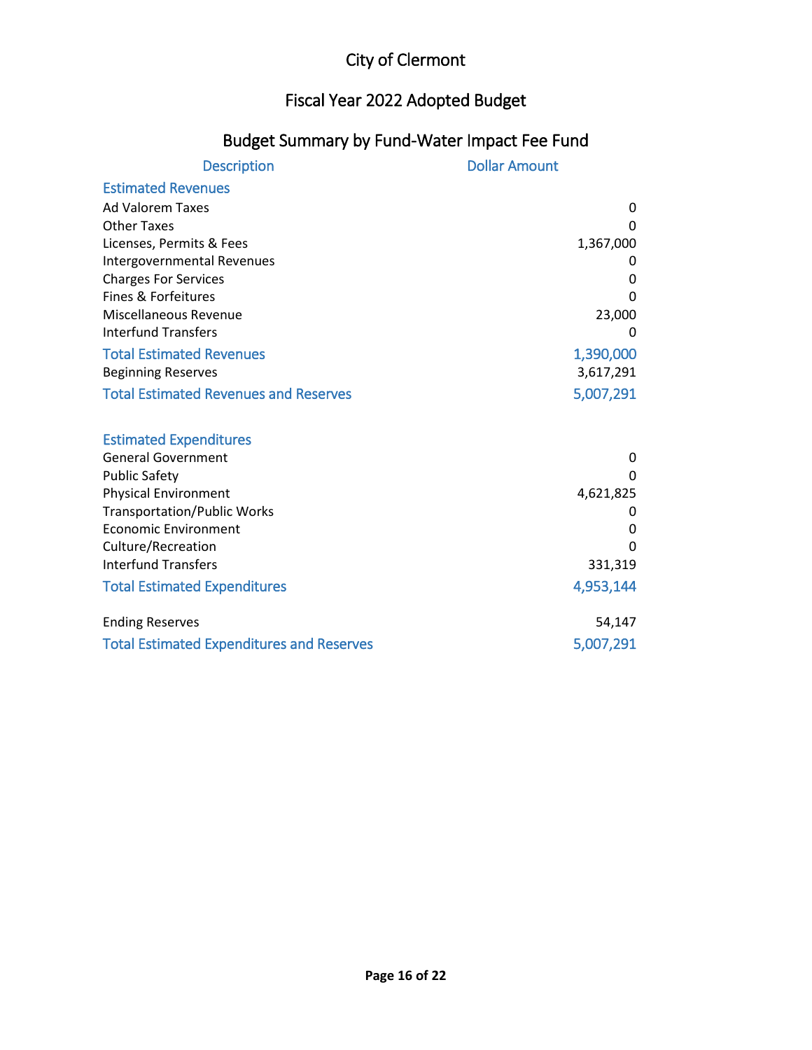# City of Clermont

## Fiscal Year 2022 Adopted Budget

### Budget Summary by Fund-Water Impact Fee Fund

| Description | Dollar Amount |
|---|---|
| **Estimated Revenues** | |
| Ad Valorem Taxes | 0 |
| Other Taxes | 0 |
| Licenses, Permits & Fees | 1,367,000 |
| Intergovernmental Revenues | 0 |
| Charges For Services | 0 |
| Fines & Forfeitures | 0 |
| Miscellaneous Revenue | 23,000 |
| Interfund Transfers | 0 |
| **Total Estimated Revenues** | **1,390,000** |
| Beginning Reserves | 3,617,291 |
| **Total Estimated Revenues and Reserves** | **5,007,291** |
| | |
| **Estimated Expenditures** | |
| General Government | 0 |
| Public Safety | 0 |
| Physical Environment | 4,621,825 |
| Transportation/Public Works | 0 |
| Economic Environment | 0 |
| Culture/Recreation | 0 |
| Interfund Transfers | 331,319 |
| **Total Estimated Expenditures** | **4,953,144** |
| | |
| Ending Reserves | 54,147 |
| **Total Estimated Expenditures and Reserves** | **5,007,291** |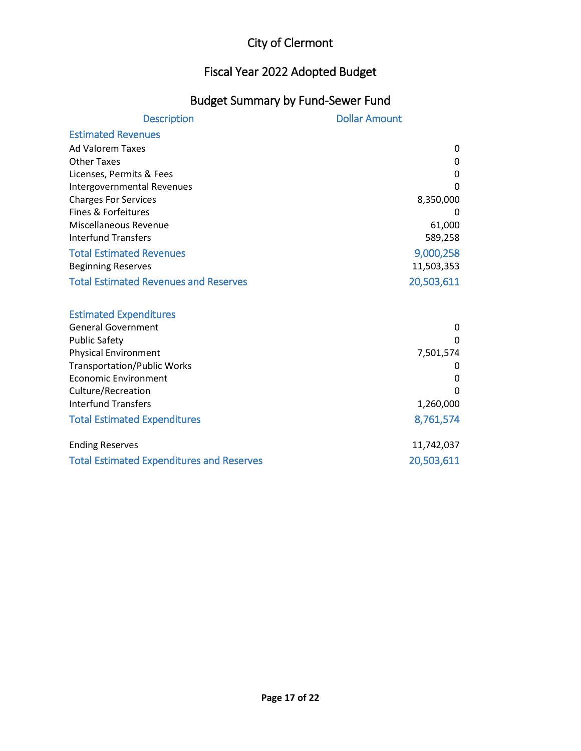# City of Clermont

## Fiscal Year 2022 Adopted Budget

### Budget Summary by Fund-Sewer Fund

| Description | Dollar Amount |
| --- | --- |
| **Estimated Revenues** | |
| Ad Valorem Taxes | 0 |
| Other Taxes | 0 |
| Licenses, Permits & Fees | 0 |
| Intergovernmental Revenues | 0 |
| Charges For Services | 8,350,000 |
| Fines & Forfeitures | 0 |
| Miscellaneous Revenue | 61,000 |
| Interfund Transfers | 589,258 |
| **Total Estimated Revenues** | **9,000,258** |
| Beginning Reserves | 11,503,353 |
| **Total Estimated Revenues and Reserves** | **20,503,611** |
| | |
| **Estimated Expenditures** | |
| General Government | 0 |
| Public Safety | 0 |
| Physical Environment | 7,501,574 |
| Transportation/Public Works | 0 |
| Economic Environment | 0 |
| Culture/Recreation | 0 |
| Interfund Transfers | 1,260,000 |
| **Total Estimated Expenditures** | **8,761,574** |
| | |
| Ending Reserves | 11,742,037 |
| **Total Estimated Expenditures and Reserves** | **20,503,611** |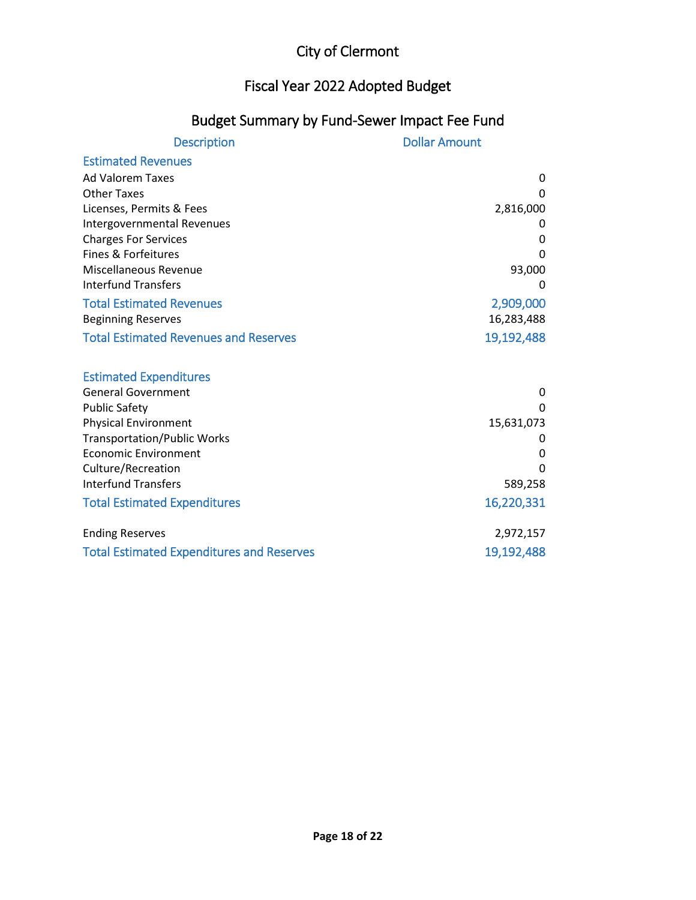# City of Clermont

## Fiscal Year 2022 Adopted Budget

### Budget Summary by Fund-Sewer Impact Fee Fund

| Description | Dollar Amount |
|---|---|
| **Estimated Revenues** | |
| Ad Valorem Taxes | 0 |
| Other Taxes | 0 |
| Licenses, Permits & Fees | 2,816,000 |
| Intergovernmental Revenues | 0 |
| Charges For Services | 0 |
| Fines & Forfeitures | 0 |
| Miscellaneous Revenue | 93,000 |
| Interfund Transfers | 0 |
| **Total Estimated Revenues** | **2,909,000** |
| Beginning Reserves | 16,283,488 |
| **Total Estimated Revenues and Reserves** | **19,192,488** |
| | |
| **Estimated Expenditures** | |
| General Government | 0 |
| Public Safety | 0 |
| Physical Environment | 15,631,073 |
| Transportation/Public Works | 0 |
| Economic Environment | 0 |
| Culture/Recreation | 0 |
| Interfund Transfers | 589,258 |
| **Total Estimated Expenditures** | **16,220,331** |
| | |
| Ending Reserves | 2,972,157 |
| **Total Estimated Expenditures and Reserves** | **19,192,488** |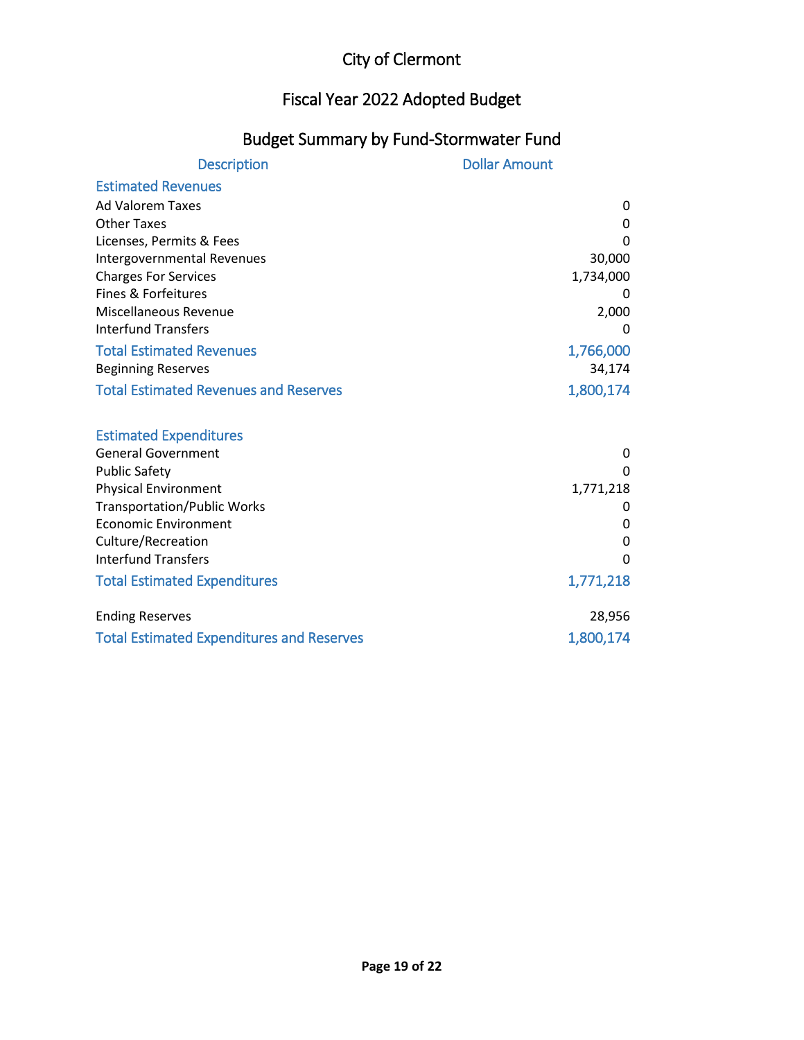# City of Clermont

## Fiscal Year 2022 Adopted Budget

### Budget Summary by Fund-Stormwater Fund

| Description | Dollar Amount |
|---|---|
| **Estimated Revenues** | |
| Ad Valorem Taxes | 0 |
| Other Taxes | 0 |
| Licenses, Permits & Fees | 0 |
| Intergovernmental Revenues | 30,000 |
| Charges For Services | 1,734,000 |
| Fines & Forfeitures | 0 |
| Miscellaneous Revenue | 2,000 |
| Interfund Transfers | 0 |
| **Total Estimated Revenues** | **1,766,000** |
| Beginning Reserves | 34,174 |
| **Total Estimated Revenues and Reserves** | **1,800,174** |
| | |
| **Estimated Expenditures** | |
| General Government | 0 |
| Public Safety | 0 |
| Physical Environment | 1,771,218 |
| Transportation/Public Works | 0 |
| Economic Environment | 0 |
| Culture/Recreation | 0 |
| Interfund Transfers | 0 |
| **Total Estimated Expenditures** | **1,771,218** |
| | |
| Ending Reserves | 28,956 |
| **Total Estimated Expenditures and Reserves** | **1,800,174** |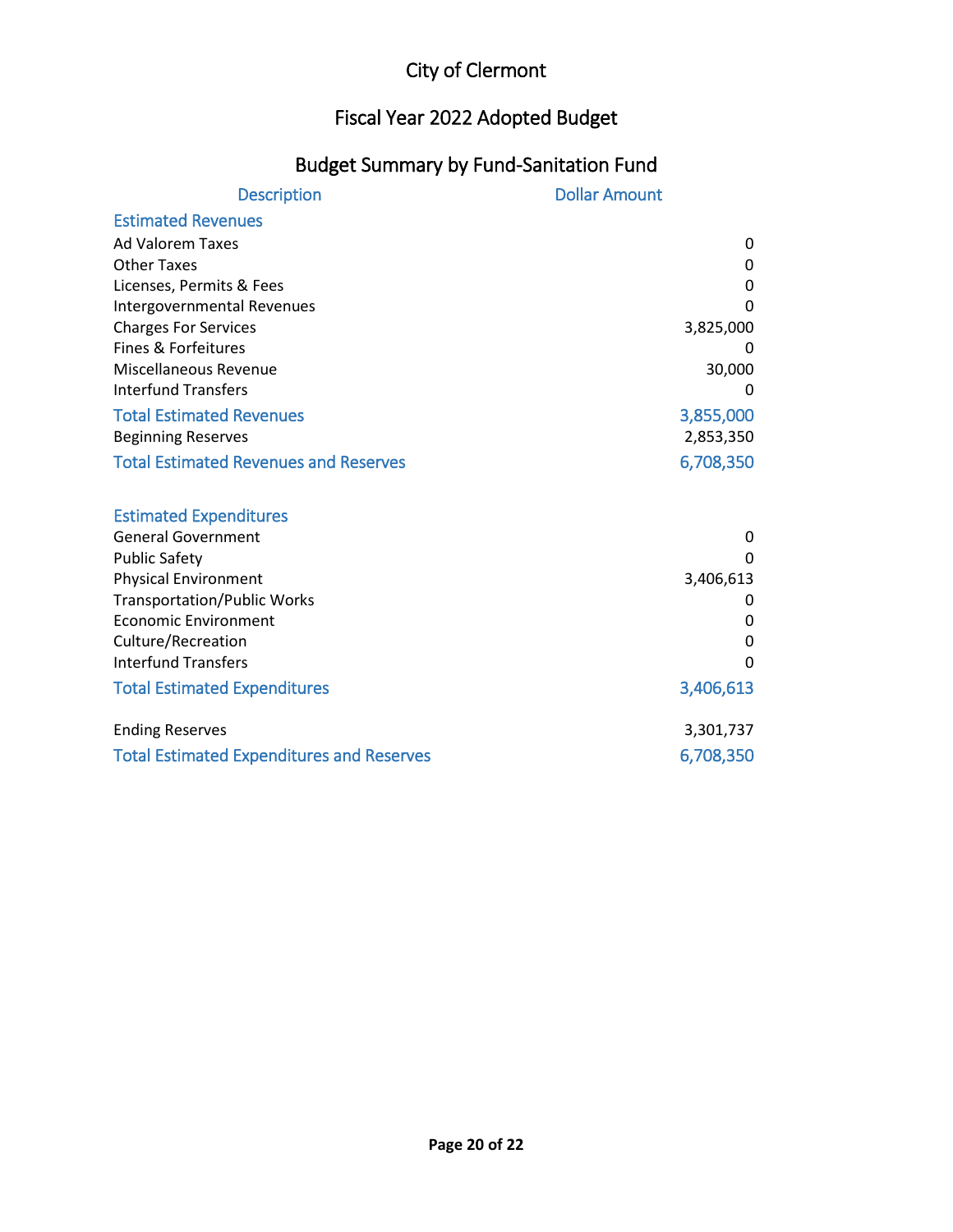# City of Clermont

## Fiscal Year 2022 Adopted Budget

### Budget Summary by Fund-Sanitation Fund

| Description | Dollar Amount |
|---|---|
| **Estimated Revenues** | |
| Ad Valorem Taxes | 0 |
| Other Taxes | 0 |
| Licenses, Permits & Fees | 0 |
| Intergovernmental Revenues | 0 |
| Charges For Services | 3,825,000 |
| Fines & Forfeitures | 0 |
| Miscellaneous Revenue | 30,000 |
| Interfund Transfers | 0 |
| **Total Estimated Revenues** | **3,855,000** |
| Beginning Reserves | 2,853,350 |
| **Total Estimated Revenues and Reserves** | **6,708,350** |
| | |
| **Estimated Expenditures** | |
| General Government | 0 |
| Public Safety | 0 |
| Physical Environment | 3,406,613 |
| Transportation/Public Works | 0 |
| Economic Environment | 0 |
| Culture/Recreation | 0 |
| Interfund Transfers | 0 |
| **Total Estimated Expenditures** | **3,406,613** |
| | |
| Ending Reserves | 3,301,737 |
| **Total Estimated Expenditures and Reserves** | **6,708,350** |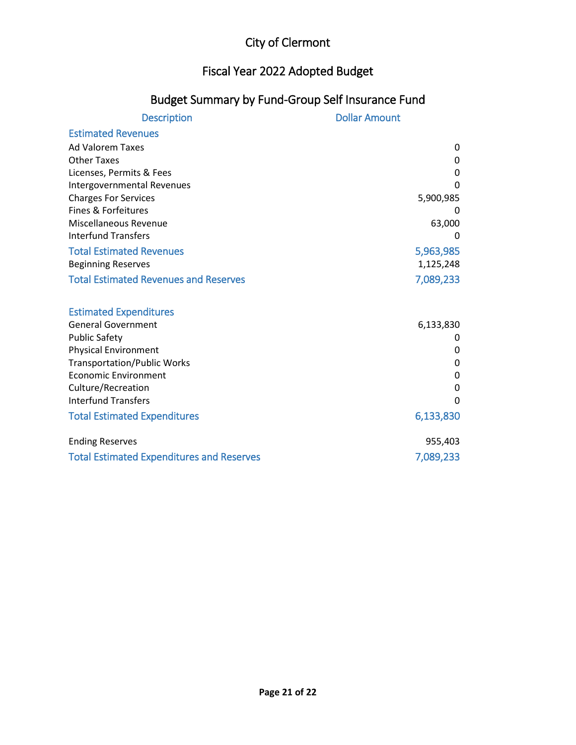# City of Clermont

## Fiscal Year 2022 Adopted Budget

### Budget Summary by Fund-Group Self Insurance Fund

| Description | Dollar Amount |
|---|---|
| **Estimated Revenues** | |
| Ad Valorem Taxes | 0 |
| Other Taxes | 0 |
| Licenses, Permits & Fees | 0 |
| Intergovernmental Revenues | 0 |
| Charges For Services | 5,900,985 |
| Fines & Forfeitures | 0 |
| Miscellaneous Revenue | 63,000 |
| Interfund Transfers | 0 |
| **Total Estimated Revenues** | **5,963,985** |
| Beginning Reserves | 1,125,248 |
| **Total Estimated Revenues and Reserves** | **7,089,233** |
| | |
| **Estimated Expenditures** | |
| General Government | 6,133,830 |
| Public Safety | 0 |
| Physical Environment | 0 |
| Transportation/Public Works | 0 |
| Economic Environment | 0 |
| Culture/Recreation | 0 |
| Interfund Transfers | 0 |
| **Total Estimated Expenditures** | **6,133,830** |
| | |
| Ending Reserves | 955,403 |
| **Total Estimated Expenditures and Reserves** | **7,089,233** |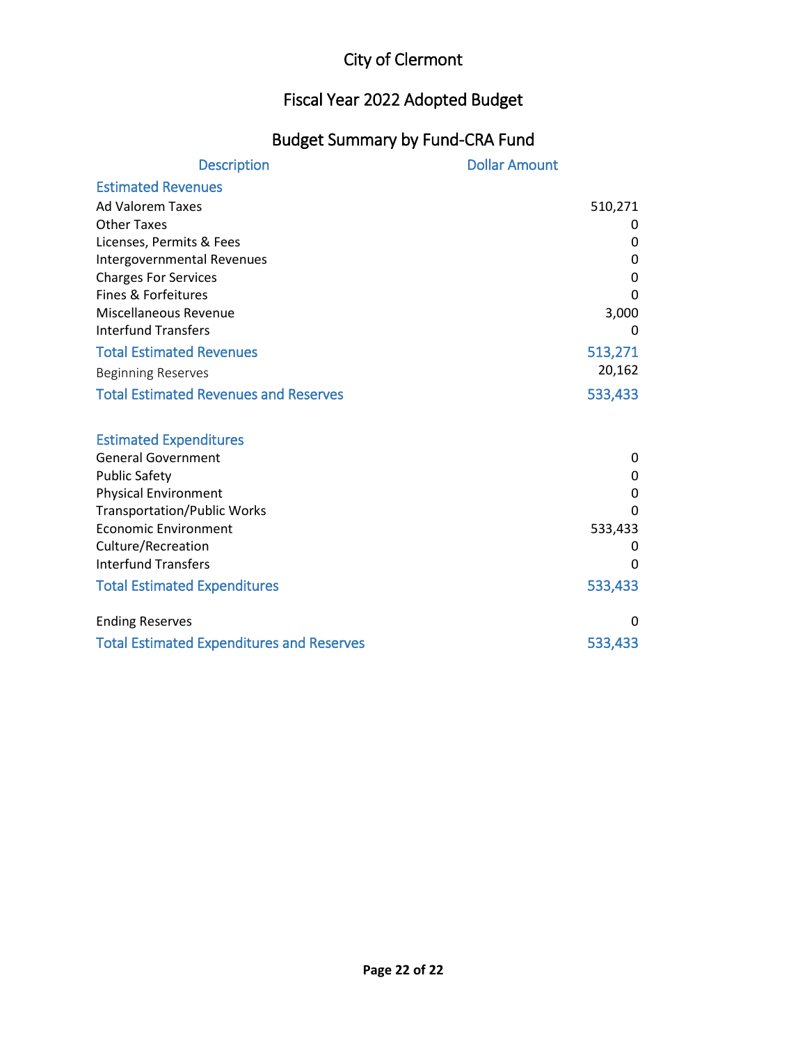# City of Clermont

## Fiscal Year 2022 Adopted Budget

## Budget Summary by Fund-CRA Fund

| Description | Dollar Amount |
|---|---|
| **Estimated Revenues** | |
| Ad Valorem Taxes | 510,271 |
| Other Taxes | 0 |
| Licenses, Permits & Fees | 0 |
| Intergovernmental Revenues | 0 |
| Charges For Services | 0 |
| Fines & Forfeitures | 0 |
| Miscellaneous Revenue | 3,000 |
| Interfund Transfers | 0 |
| **Total Estimated Revenues** | **513,271** |
| Beginning Reserves | 20,162 |
| **Total Estimated Revenues and Reserves** | **533,433** |
| | |
| **Estimated Expenditures** | |
| General Government | 0 |
| Public Safety | 0 |
| Physical Environment | 0 |
| Transportation/Public Works | 0 |
| Economic Environment | 533,433 |
| Culture/Recreation | 0 |
| Interfund Transfers | 0 |
| **Total Estimated Expenditures** | **533,433** |
| | |
| Ending Reserves | 0 |
| **Total Estimated Expenditures and Reserves** | **533,433** |